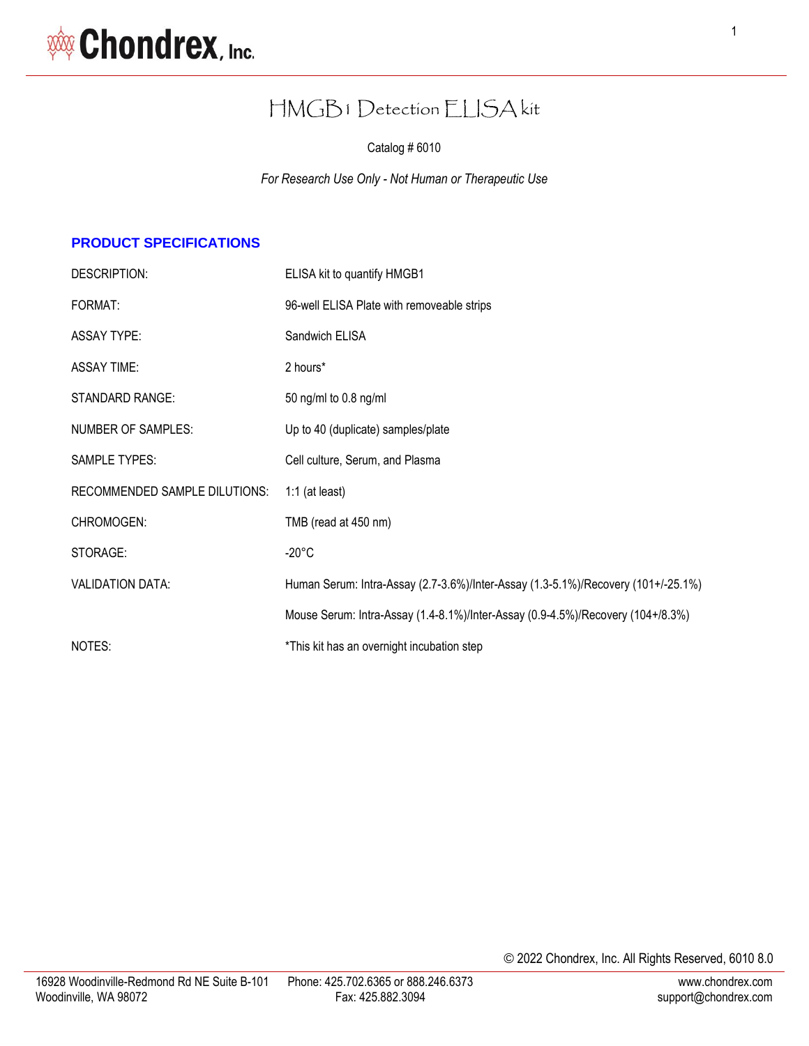Chondrex, Inc.

# HMGB1 Detection ELISA kit

Catalog # 6010

*For Research Use Only - Not Human or Therapeutic Use*

## PRODUCT SPECIFICATIONS

| | |
|---|---|
| DESCRIPTION: | ELISA kit to quantify HMGB1 |
| FORMAT: | 96-well ELISA Plate with removeable strips |
| ASSAY TYPE: | Sandwich ELISA |
| ASSAY TIME: | 2 hours* |
| STANDARD RANGE: | 50 ng/ml to 0.8 ng/ml |
| NUMBER OF SAMPLES: | Up to 40 (duplicate) samples/plate |
| SAMPLE TYPES: | Cell culture, Serum, and Plasma |
| RECOMMENDED SAMPLE DILUTIONS: | 1:1 (at least) |
| CHROMOGEN: | TMB (read at 450 nm) |
| STORAGE: | -20°C |
| VALIDATION DATA: | Human Serum: Intra-Assay (2.7-3.6%)/Inter-Assay (1.3-5.1%)/Recovery (101+/-25.1%) |
| | Mouse Serum: Intra-Assay (1.4-8.1%)/Inter-Assay (0.9-4.5%)/Recovery (104+/8.3%) |
| NOTES: | *This kit has an overnight incubation step |

© 2022 Chondrex, Inc. All Rights Reserved, 6010 8.0

16928 Woodinville-Redmond Rd NE Suite B-101
Woodinville, WA 98072

Phone: 425.702.6365 or 888.246.6373
Fax: 425.882.3094

www.chondrex.com
support@chondrex.com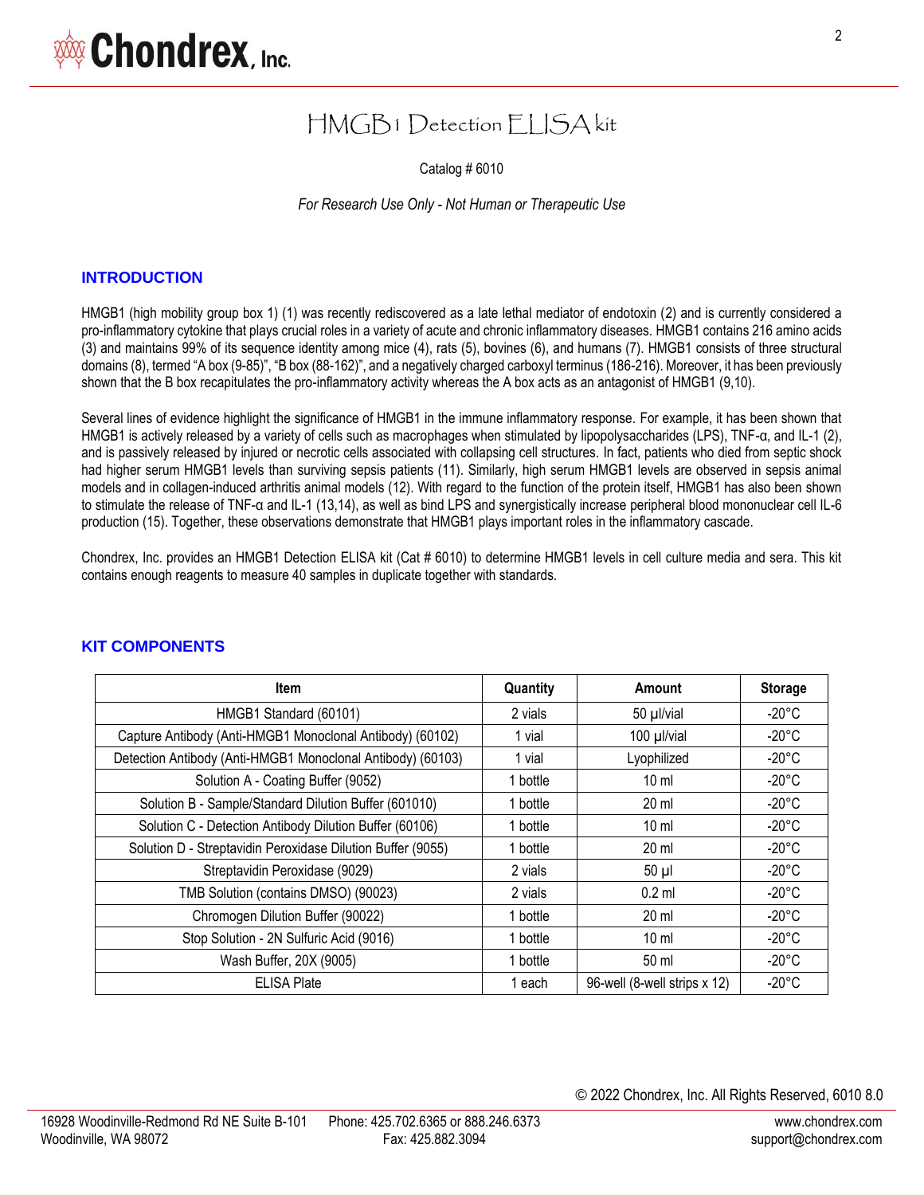# HMGB1 Detection ELISA kit

Catalog # 6010

*For Research Use Only - Not Human or Therapeutic Use*

## INTRODUCTION

HMGB1 (high mobility group box 1) (1) was recently rediscovered as a late lethal mediator of endotoxin (2) and is currently considered a pro-inflammatory cytokine that plays crucial roles in a variety of acute and chronic inflammatory diseases. HMGB1 contains 216 amino acids (3) and maintains 99% of its sequence identity among mice (4), rats (5), bovines (6), and humans (7). HMGB1 consists of three structural domains (8), termed "A box (9-85)", "B box (88-162)", and a negatively charged carboxyl terminus (186-216). Moreover, it has been previously shown that the B box recapitulates the pro-inflammatory activity whereas the A box acts as an antagonist of HMGB1 (9,10).

Several lines of evidence highlight the significance of HMGB1 in the immune inflammatory response. For example, it has been shown that HMGB1 is actively released by a variety of cells such as macrophages when stimulated by lipopolysaccharides (LPS), TNF-α, and IL-1 (2), and is passively released by injured or necrotic cells associated with collapsing cell structures. In fact, patients who died from septic shock had higher serum HMGB1 levels than surviving sepsis patients (11). Similarly, high serum HMGB1 levels are observed in sepsis animal models and in collagen-induced arthritis animal models (12). With regard to the function of the protein itself, HMGB1 has also been shown to stimulate the release of TNF-α and IL-1 (13,14), as well as bind LPS and synergistically increase peripheral blood mononuclear cell IL-6 production (15). Together, these observations demonstrate that HMGB1 plays important roles in the inflammatory cascade.

Chondrex, Inc. provides an HMGB1 Detection ELISA kit (Cat # 6010) to determine HMGB1 levels in cell culture media and sera. This kit contains enough reagents to measure 40 samples in duplicate together with standards.

## KIT COMPONENTS

| Item | Quantity | Amount | Storage |
|---|---|---|---|
| HMGB1 Standard (60101) | 2 vials | 50 µl/vial | -20°C |
| Capture Antibody (Anti-HMGB1 Monoclonal Antibody) (60102) | 1 vial | 100 µl/vial | -20°C |
| Detection Antibody (Anti-HMGB1 Monoclonal Antibody) (60103) | 1 vial | Lyophilized | -20°C |
| Solution A - Coating Buffer (9052) | 1 bottle | 10 ml | -20°C |
| Solution B - Sample/Standard Dilution Buffer (601010) | 1 bottle | 20 ml | -20°C |
| Solution C - Detection Antibody Dilution Buffer (60106) | 1 bottle | 10 ml | -20°C |
| Solution D - Streptavidin Peroxidase Dilution Buffer (9055) | 1 bottle | 20 ml | -20°C |
| Streptavidin Peroxidase (9029) | 2 vials | 50 µl | -20°C |
| TMB Solution (contains DMSO) (90023) | 2 vials | 0.2 ml | -20°C |
| Chromogen Dilution Buffer (90022) | 1 bottle | 20 ml | -20°C |
| Stop Solution - 2N Sulfuric Acid (9016) | 1 bottle | 10 ml | -20°C |
| Wash Buffer, 20X (9005) | 1 bottle | 50 ml | -20°C |
| ELISA Plate | 1 each | 96-well (8-well strips x 12) | -20°C |

© 2022 Chondrex, Inc. All Rights Reserved, 6010 8.0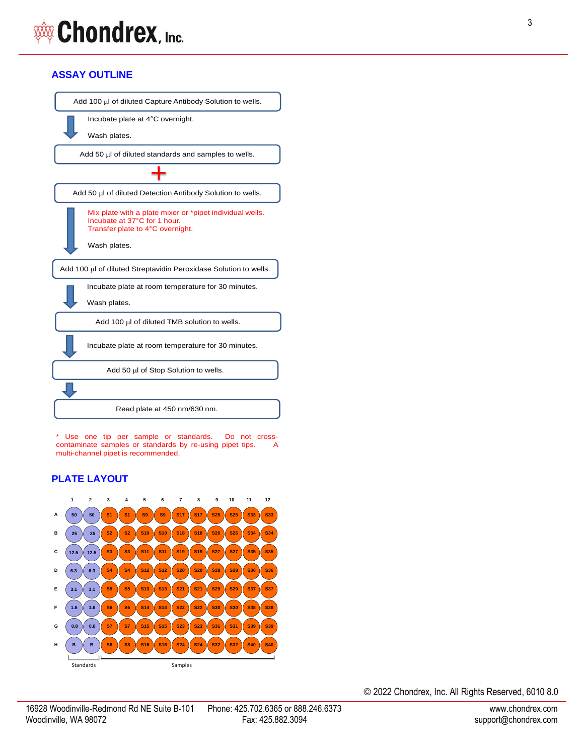## ASSAY OUTLINE

Add 100 µl of diluted Capture Antibody Solution to wells.

↓ Incubate plate at 4°C overnight.

Wash plates.

Add 50 µl of diluted standards and samples to wells.

**+**

Add 50 µl of diluted Detection Antibody Solution to wells.

↓ Mix plate with a plate mixer or *pipet individual wells.
Incubate at 37°C for 1 hour.
Transfer plate to 4°C overnight.

Wash plates.

Add 100 µl of diluted Streptavidin Peroxidase Solution to wells.

↓ Incubate plate at room temperature for 30 minutes.

Wash plates.

Add 100 µl of diluted TMB solution to wells.

↓ Incubate plate at room temperature for 30 minutes.

Add 50 µl of Stop Solution to wells.

↓

Read plate at 450 nm/630 nm.

* Use one tip per sample or standards. Do not cross-contaminate samples or standards by re-using pipet tips. A multi-channel pipet is recommended.

## PLATE LAYOUT

| | 1 | 2 | 3 | 4 | 5 | 6 | 7 | 8 | 9 | 10 | 11 | 12 |
|---|---|---|---|---|---|---|---|---|---|---|---|---|
| A | 50 | 50 | S1 | S1 | S9 | S9 | S17 | S17 | S25 | S25 | S33 | S33 |
| B | 25 | 25 | S2 | S2 | S10 | S10 | S18 | S18 | S26 | S26 | S34 | S34 |
| C | 12.5 | 12.5 | S3 | S3 | S11 | S11 | S19 | S19 | S27 | S27 | S35 | S35 |
| D | 6.3 | 6.3 | S4 | S4 | S12 | S12 | S20 | S20 | S28 | S28 | S36 | S36 |
| E | 3.1 | 3.1 | S5 | S5 | S13 | S13 | S21 | S21 | S29 | S29 | S37 | S37 |
| F | 1.6 | 1.6 | S6 | S6 | S14 | S14 | S22 | S22 | S30 | S30 | S38 | S38 |
| G | 0.8 | 0.8 | S7 | S7 | S15 | S15 | S23 | S23 | S31 | S31 | S39 | S39 |
| H | B | B | S8 | S8 | S16 | S16 | S24 | S24 | S32 | S32 | S40 | S40 |

Columns 1–2: Standards; Columns 3–12: Samples

© 2022 Chondrex, Inc. All Rights Reserved, 6010 8.0

16928 Woodinville-Redmond Rd NE Suite B-101 Woodinville, WA 98072 | Phone: 425.702.6365 or 888.246.6373 Fax: 425.882.3094 | www.chondrex.com support@chondrex.com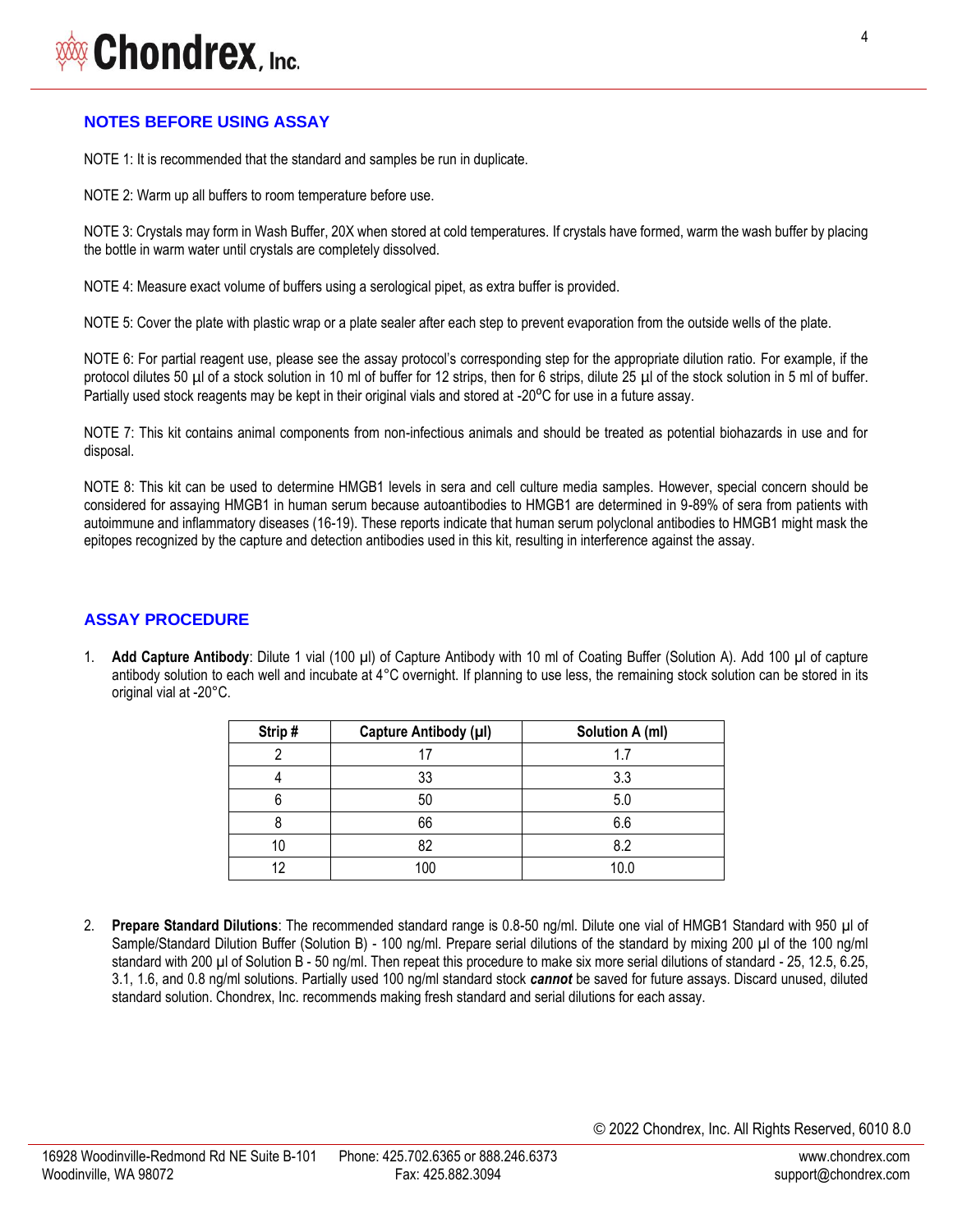## NOTES BEFORE USING ASSAY

NOTE 1: It is recommended that the standard and samples be run in duplicate.

NOTE 2: Warm up all buffers to room temperature before use.

NOTE 3: Crystals may form in Wash Buffer, 20X when stored at cold temperatures. If crystals have formed, warm the wash buffer by placing the bottle in warm water until crystals are completely dissolved.

NOTE 4: Measure exact volume of buffers using a serological pipet, as extra buffer is provided.

NOTE 5: Cover the plate with plastic wrap or a plate sealer after each step to prevent evaporation from the outside wells of the plate.

NOTE 6: For partial reagent use, please see the assay protocol's corresponding step for the appropriate dilution ratio. For example, if the protocol dilutes 50 µl of a stock solution in 10 ml of buffer for 12 strips, then for 6 strips, dilute 25 µl of the stock solution in 5 ml of buffer. Partially used stock reagents may be kept in their original vials and stored at -20°C for use in a future assay.

NOTE 7: This kit contains animal components from non-infectious animals and should be treated as potential biohazards in use and for disposal.

NOTE 8: This kit can be used to determine HMGB1 levels in sera and cell culture media samples. However, special concern should be considered for assaying HMGB1 in human serum because autoantibodies to HMGB1 are determined in 9-89% of sera from patients with autoimmune and inflammatory diseases (16-19). These reports indicate that human serum polyclonal antibodies to HMGB1 might mask the epitopes recognized by the capture and detection antibodies used in this kit, resulting in interference against the assay.

## ASSAY PROCEDURE

1. **Add Capture Antibody**: Dilute 1 vial (100 µl) of Capture Antibody with 10 ml of Coating Buffer (Solution A). Add 100 µl of capture antibody solution to each well and incubate at 4°C overnight. If planning to use less, the remaining stock solution can be stored in its original vial at -20°C.

| Strip # | Capture Antibody (µl) | Solution A (ml) |
|---|---|---|
| 2 | 17 | 1.7 |
| 4 | 33 | 3.3 |
| 6 | 50 | 5.0 |
| 8 | 66 | 6.6 |
| 10 | 82 | 8.2 |
| 12 | 100 | 10.0 |

2. **Prepare Standard Dilutions**: The recommended standard range is 0.8-50 ng/ml. Dilute one vial of HMGB1 Standard with 950 µl of Sample/Standard Dilution Buffer (Solution B) - 100 ng/ml. Prepare serial dilutions of the standard by mixing 200 µl of the 100 ng/ml standard with 200 µl of Solution B - 50 ng/ml. Then repeat this procedure to make six more serial dilutions of standard - 25, 12.5, 6.25, 3.1, 1.6, and 0.8 ng/ml solutions. Partially used 100 ng/ml standard stock ***cannot*** be saved for future assays. Discard unused, diluted standard solution. Chondrex, Inc. recommends making fresh standard and serial dilutions for each assay.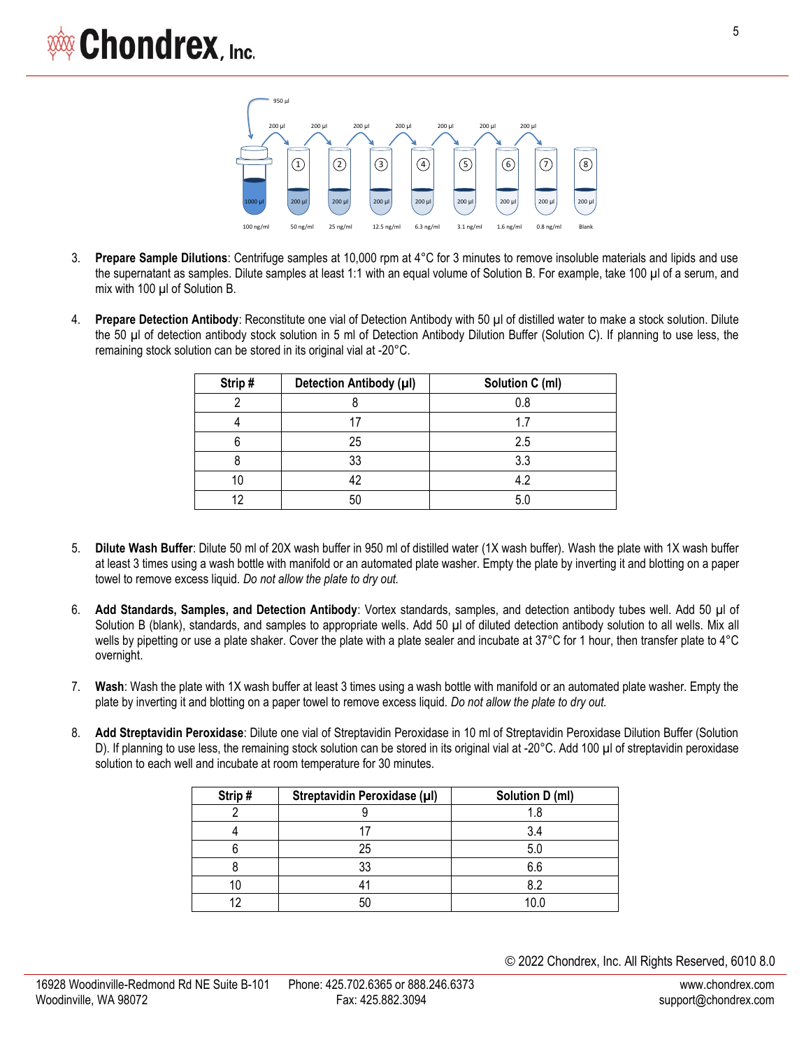3. **Prepare Sample Dilutions**: Centrifuge samples at 10,000 rpm at 4°C for 3 minutes to remove insoluble materials and lipids and use the supernatant as samples. Dilute samples at least 1:1 with an equal volume of Solution B. For example, take 100 µl of a serum, and mix with 100 µl of Solution B.

4. **Prepare Detection Antibody**: Reconstitute one vial of Detection Antibody with 50 µl of distilled water to make a stock solution. Dilute the 50 µl of detection antibody stock solution in 5 ml of Detection Antibody Dilution Buffer (Solution C). If planning to use less, the remaining stock solution can be stored in its original vial at -20°C.

| Strip # | Detection Antibody (µl) | Solution C (ml) |
|---|---|---|
| 2 | 8 | 0.8 |
| 4 | 17 | 1.7 |
| 6 | 25 | 2.5 |
| 8 | 33 | 3.3 |
| 10 | 42 | 4.2 |
| 12 | 50 | 5.0 |

5. **Dilute Wash Buffer**: Dilute 50 ml of 20X wash buffer in 950 ml of distilled water (1X wash buffer). Wash the plate with 1X wash buffer at least 3 times using a wash bottle with manifold or an automated plate washer. Empty the plate by inverting it and blotting on a paper towel to remove excess liquid. *Do not allow the plate to dry out.*

6. **Add Standards, Samples, and Detection Antibody**: Vortex standards, samples, and detection antibody tubes well. Add 50 µl of Solution B (blank), standards, and samples to appropriate wells. Add 50 µl of diluted detection antibody solution to all wells. Mix all wells by pipetting or use a plate shaker. Cover the plate with a plate sealer and incubate at 37°C for 1 hour, then transfer plate to 4°C overnight.

7. **Wash**: Wash the plate with 1X wash buffer at least 3 times using a wash bottle with manifold or an automated plate washer. Empty the plate by inverting it and blotting on a paper towel to remove excess liquid. *Do not allow the plate to dry out.*

8. **Add Streptavidin Peroxidase**: Dilute one vial of Streptavidin Peroxidase in 10 ml of Streptavidin Peroxidase Dilution Buffer (Solution D). If planning to use less, the remaining stock solution can be stored in its original vial at -20°C. Add 100 µl of streptavidin peroxidase solution to each well and incubate at room temperature for 30 minutes.

| Strip # | Streptavidin Peroxidase (µl) | Solution D (ml) |
|---|---|---|
| 2 | 9 | 1.8 |
| 4 | 17 | 3.4 |
| 6 | 25 | 5.0 |
| 8 | 33 | 6.6 |
| 10 | 41 | 8.2 |
| 12 | 50 | 10.0 |

© 2022 Chondrex, Inc. All Rights Reserved, 6010 8.0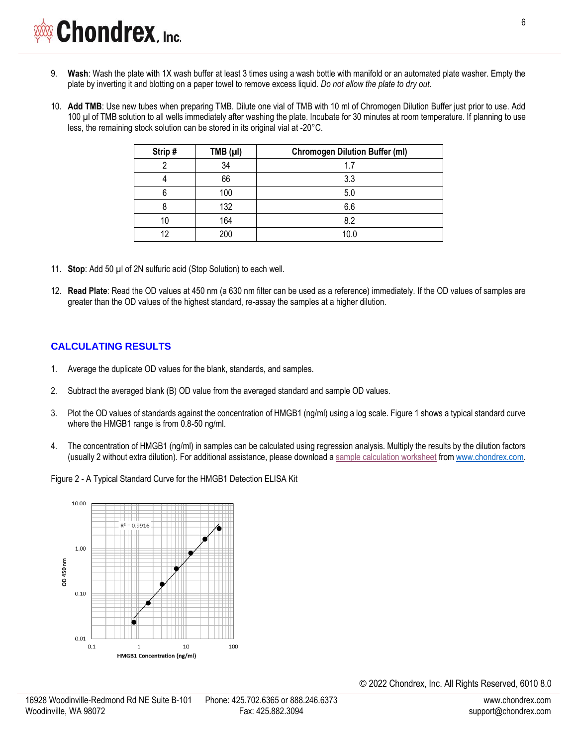9. **Wash**: Wash the plate with 1X wash buffer at least 3 times using a wash bottle with manifold or an automated plate washer. Empty the plate by inverting it and blotting on a paper towel to remove excess liquid. *Do not allow the plate to dry out.*

10. **Add TMB**: Use new tubes when preparing TMB. Dilute one vial of TMB with 10 ml of Chromogen Dilution Buffer just prior to use. Add 100 µl of TMB solution to all wells immediately after washing the plate. Incubate for 30 minutes at room temperature. If planning to use less, the remaining stock solution can be stored in its original vial at -20°C.

| Strip # | TMB (µl) | Chromogen Dilution Buffer (ml) |
|---|---|---|
| 2 | 34 | 1.7 |
| 4 | 66 | 3.3 |
| 6 | 100 | 5.0 |
| 8 | 132 | 6.6 |
| 10 | 164 | 8.2 |
| 12 | 200 | 10.0 |

11. **Stop**: Add 50 µl of 2N sulfuric acid (Stop Solution) to each well.

12. **Read Plate**: Read the OD values at 450 nm (a 630 nm filter can be used as a reference) immediately. If the OD values of samples are greater than the OD values of the highest standard, re-assay the samples at a higher dilution.

## CALCULATING RESULTS

1. Average the duplicate OD values for the blank, standards, and samples.

2. Subtract the averaged blank (B) OD value from the averaged standard and sample OD values.

3. Plot the OD values of standards against the concentration of HMGB1 (ng/ml) using a log scale. Figure 1 shows a typical standard curve where the HMGB1 range is from 0.8-50 ng/ml.

4. The concentration of HMGB1 (ng/ml) in samples can be calculated using regression analysis. Multiply the results by the dilution factors (usually 2 without extra dilution). For additional assistance, please download a sample calculation worksheet from www.chondrex.com.

Figure 2 - A Typical Standard Curve for the HMGB1 Detection ELISA Kit

© 2022 Chondrex, Inc. All Rights Reserved, 6010 8.0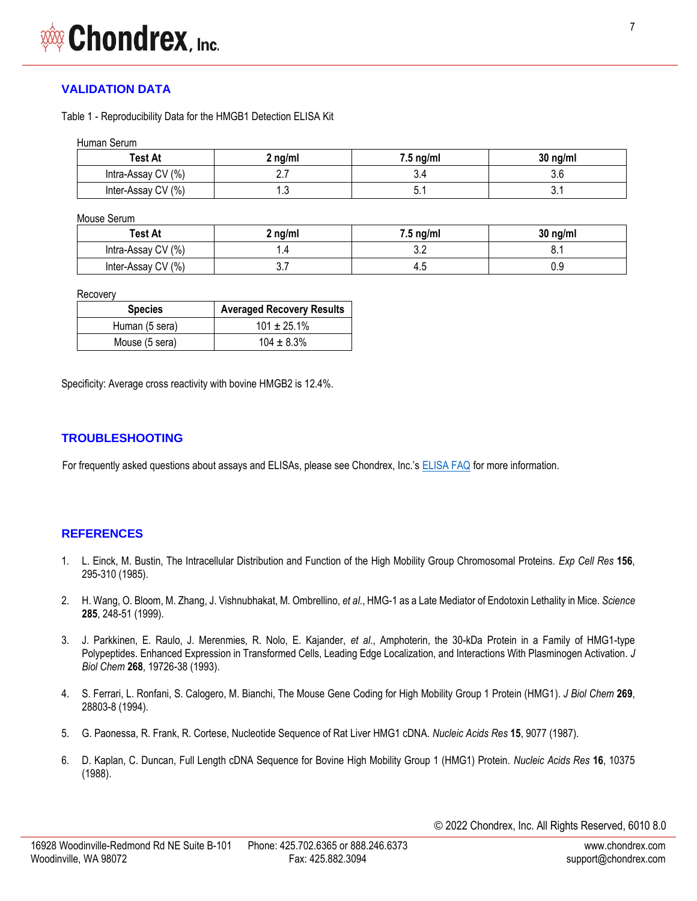## VALIDATION DATA

Table 1 - Reproducibility Data for the HMGB1 Detection ELISA Kit

Human Serum

| Test At | 2 ng/ml | 7.5 ng/ml | 30 ng/ml |
|---|---|---|---|
| Intra-Assay CV (%) | 2.7 | 3.4 | 3.6 |
| Inter-Assay CV (%) | 1.3 | 5.1 | 3.1 |

Mouse Serum

| Test At | 2 ng/ml | 7.5 ng/ml | 30 ng/ml |
|---|---|---|---|
| Intra-Assay CV (%) | 1.4 | 3.2 | 8.1 |
| Inter-Assay CV (%) | 3.7 | 4.5 | 0.9 |

Recovery

| Species | Averaged Recovery Results |
|---|---|
| Human (5 sera) | 101 ± 25.1% |
| Mouse (5 sera) | 104 ± 8.3% |

Specificity: Average cross reactivity with bovine HMGB2 is 12.4%.

## TROUBLESHOOTING

For frequently asked questions about assays and ELISAs, please see Chondrex, Inc.'s ELISA FAQ for more information.

## REFERENCES

1. L. Einck, M. Bustin, The Intracellular Distribution and Function of the High Mobility Group Chromosomal Proteins. *Exp Cell Res* **156**, 295-310 (1985).
2. H. Wang, O. Bloom, M. Zhang, J. Vishnubhakat, M. Ombrellino, *et al*., HMG-1 as a Late Mediator of Endotoxin Lethality in Mice. *Science* **285**, 248-51 (1999).
3. J. Parkkinen, E. Raulo, J. Merenmies, R. Nolo, E. Kajander, *et al*., Amphoterin, the 30-kDa Protein in a Family of HMG1-type Polypeptides. Enhanced Expression in Transformed Cells, Leading Edge Localization, and Interactions With Plasminogen Activation. *J Biol Chem* **268**, 19726-38 (1993).
4. S. Ferrari, L. Ronfani, S. Calogero, M. Bianchi, The Mouse Gene Coding for High Mobility Group 1 Protein (HMG1). *J Biol Chem* **269**, 28803-8 (1994).
5. G. Paonessa, R. Frank, R. Cortese, Nucleotide Sequence of Rat Liver HMG1 cDNA. *Nucleic Acids Res* **15**, 9077 (1987).
6. D. Kaplan, C. Duncan, Full Length cDNA Sequence for Bovine High Mobility Group 1 (HMG1) Protein. *Nucleic Acids Res* **16**, 10375 (1988).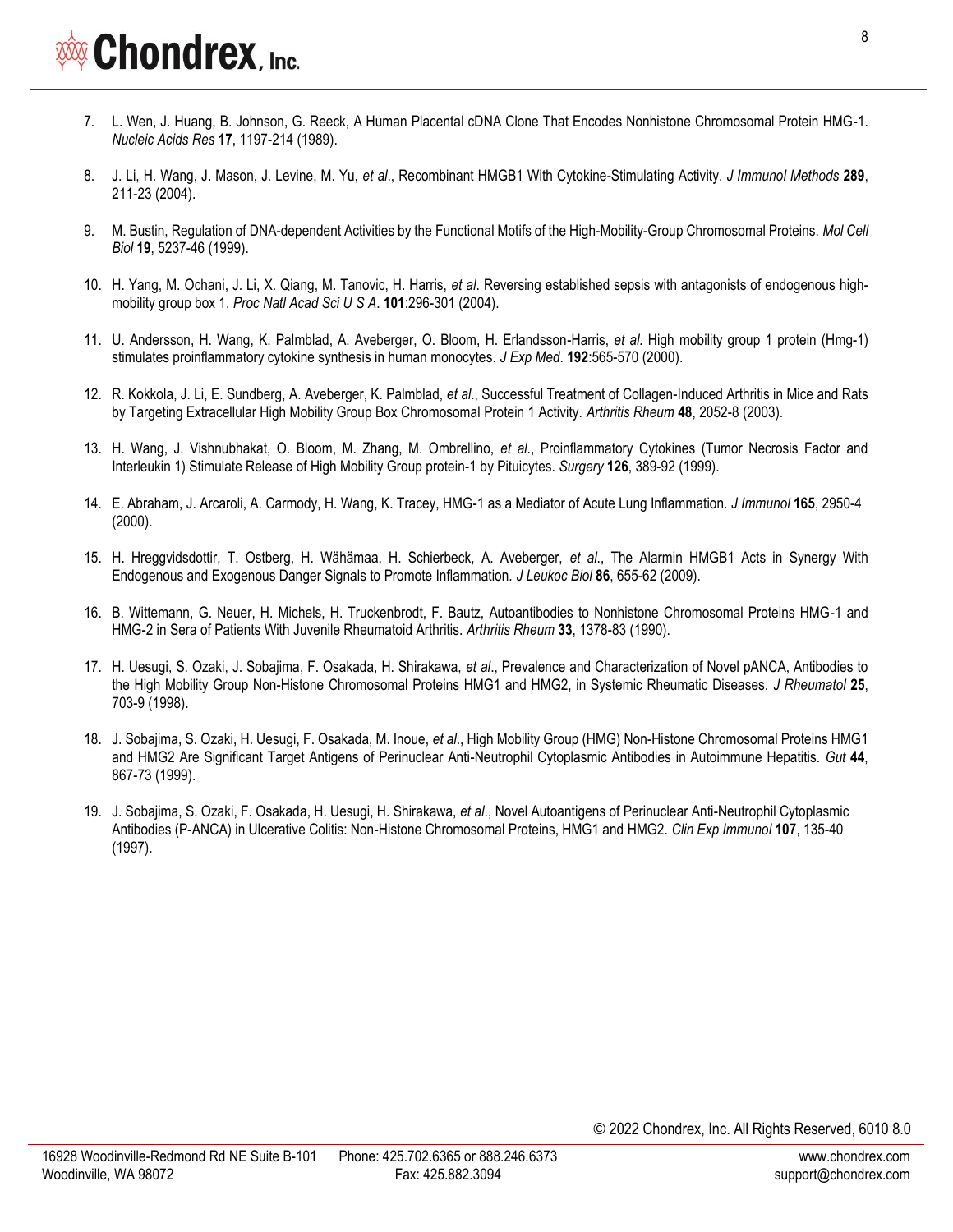7. L. Wen, J. Huang, B. Johnson, G. Reeck, A Human Placental cDNA Clone That Encodes Nonhistone Chromosomal Protein HMG-1. *Nucleic Acids Res* **17**, 1197-214 (1989).

8. J. Li, H. Wang, J. Mason, J. Levine, M. Yu, *et al*., Recombinant HMGB1 With Cytokine-Stimulating Activity. *J Immunol Methods* **289**, 211-23 (2004).

9. M. Bustin, Regulation of DNA-dependent Activities by the Functional Motifs of the High-Mobility-Group Chromosomal Proteins. *Mol Cell Biol* **19**, 5237-46 (1999).

10. H. Yang, M. Ochani, J. Li, X. Qiang, M. Tanovic, H. Harris, *et al*. Reversing established sepsis with antagonists of endogenous high-mobility group box 1. *Proc Natl Acad Sci U S A*. **101**:296-301 (2004).

11. U. Andersson, H. Wang, K. Palmblad, A. Aveberger, O. Bloom, H. Erlandsson-Harris, *et al.* High mobility group 1 protein (Hmg-1) stimulates proinflammatory cytokine synthesis in human monocytes. *J Exp Med*. **192**:565-570 (2000).

12. R. Kokkola, J. Li, E. Sundberg, A. Aveberger, K. Palmblad, *et al*., Successful Treatment of Collagen-Induced Arthritis in Mice and Rats by Targeting Extracellular High Mobility Group Box Chromosomal Protein 1 Activity. *Arthritis Rheum* **48**, 2052-8 (2003).

13. H. Wang, J. Vishnubhakat, O. Bloom, M. Zhang, M. Ombrellino, *et al*., Proinflammatory Cytokines (Tumor Necrosis Factor and Interleukin 1) Stimulate Release of High Mobility Group protein-1 by Pituicytes. *Surgery* **126**, 389-92 (1999).

14. E. Abraham, J. Arcaroli, A. Carmody, H. Wang, K. Tracey, HMG-1 as a Mediator of Acute Lung Inflammation. *J Immunol* **165**, 2950-4 (2000).

15. H. Hreggvidsdottir, T. Ostberg, H. Wähämaa, H. Schierbeck, A. Aveberger, *et al*., The Alarmin HMGB1 Acts in Synergy With Endogenous and Exogenous Danger Signals to Promote Inflammation. *J Leukoc Biol* **86**, 655-62 (2009).

16. B. Wittemann, G. Neuer, H. Michels, H. Truckenbrodt, F. Bautz, Autoantibodies to Nonhistone Chromosomal Proteins HMG-1 and HMG-2 in Sera of Patients With Juvenile Rheumatoid Arthritis. *Arthritis Rheum* **33**, 1378-83 (1990).

17. H. Uesugi, S. Ozaki, J. Sobajima, F. Osakada, H. Shirakawa, *et al*., Prevalence and Characterization of Novel pANCA, Antibodies to the High Mobility Group Non-Histone Chromosomal Proteins HMG1 and HMG2, in Systemic Rheumatic Diseases. *J Rheumatol* **25**, 703-9 (1998).

18. J. Sobajima, S. Ozaki, H. Uesugi, F. Osakada, M. Inoue, *et al*., High Mobility Group (HMG) Non-Histone Chromosomal Proteins HMG1 and HMG2 Are Significant Target Antigens of Perinuclear Anti-Neutrophil Cytoplasmic Antibodies in Autoimmune Hepatitis. *Gut* **44**, 867-73 (1999).

19. J. Sobajima, S. Ozaki, F. Osakada, H. Uesugi, H. Shirakawa, *et al*., Novel Autoantigens of Perinuclear Anti-Neutrophil Cytoplasmic Antibodies (P-ANCA) in Ulcerative Colitis: Non-Histone Chromosomal Proteins, HMG1 and HMG2. *Clin Exp Immunol* **107**, 135-40 (1997).

© 2022 Chondrex, Inc. All Rights Reserved, 6010 8.0